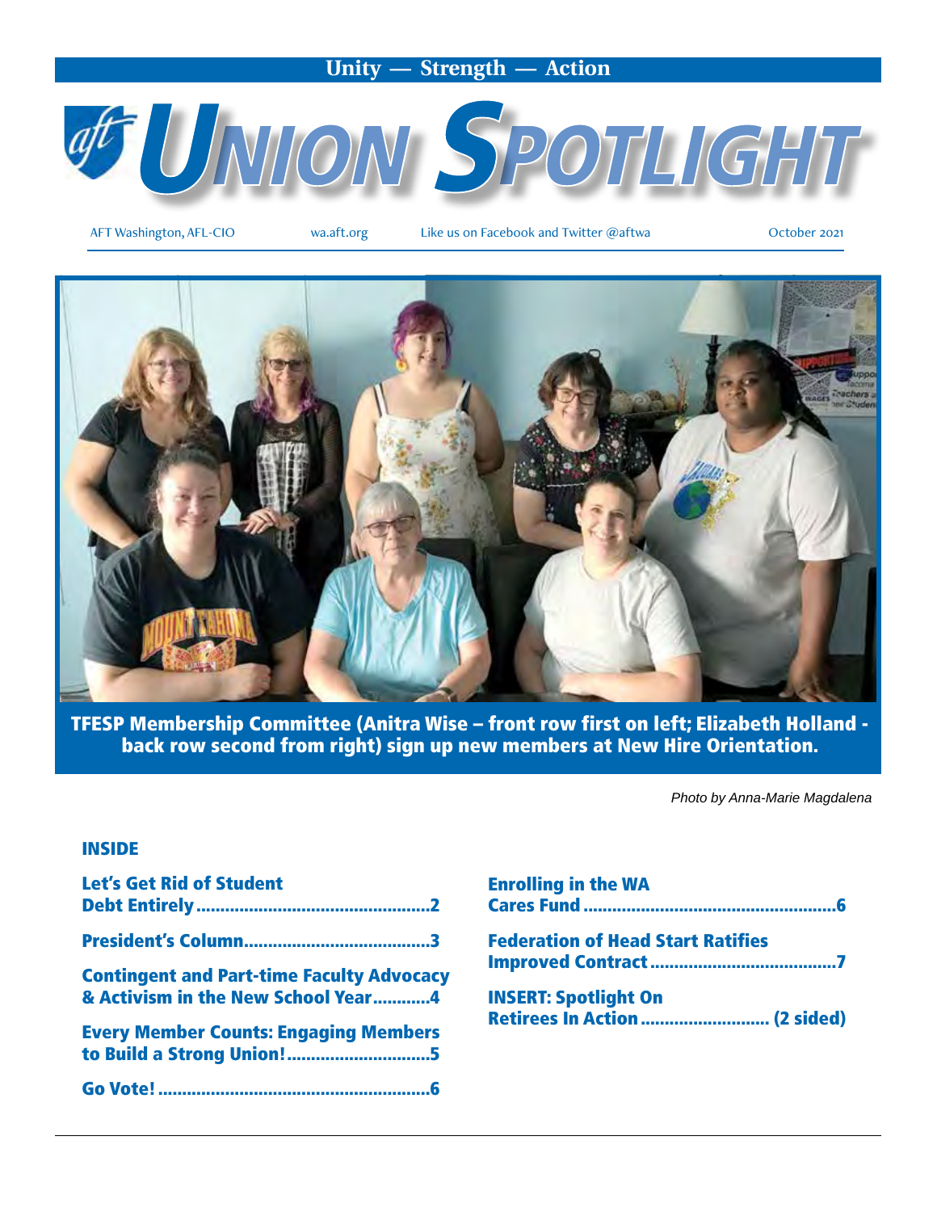**Unity — Strength — Action**

# UNION SPOTLIGHT

AFT Washington, AFL-CIO | wa.aft.org | Like us on Facebook and Twitter @aftwa | October 2021

**TFESP Membership Committee (Anitra Wise – front row first on left; Elizabeth Holland - back row second from right) sign up new members at New Hire Orientation.**

*Photo by Anna-Marie Magdalena*

## INSIDE

- **Let's Get Rid of Student Debt Entirely....2**
- **President's Column....3**
- **Contingent and Part-time Faculty Advocacy & Activism in the New School Year....4**
- **Every Member Counts: Engaging Members to Build a Strong Union!....5**
- **Go Vote!....6**
- **Enrolling in the WA Cares Fund....6**
- **Federation of Head Start Ratifies Improved Contract....7**
- **INSERT: Spotlight On Retirees In Action.... (2 sided)**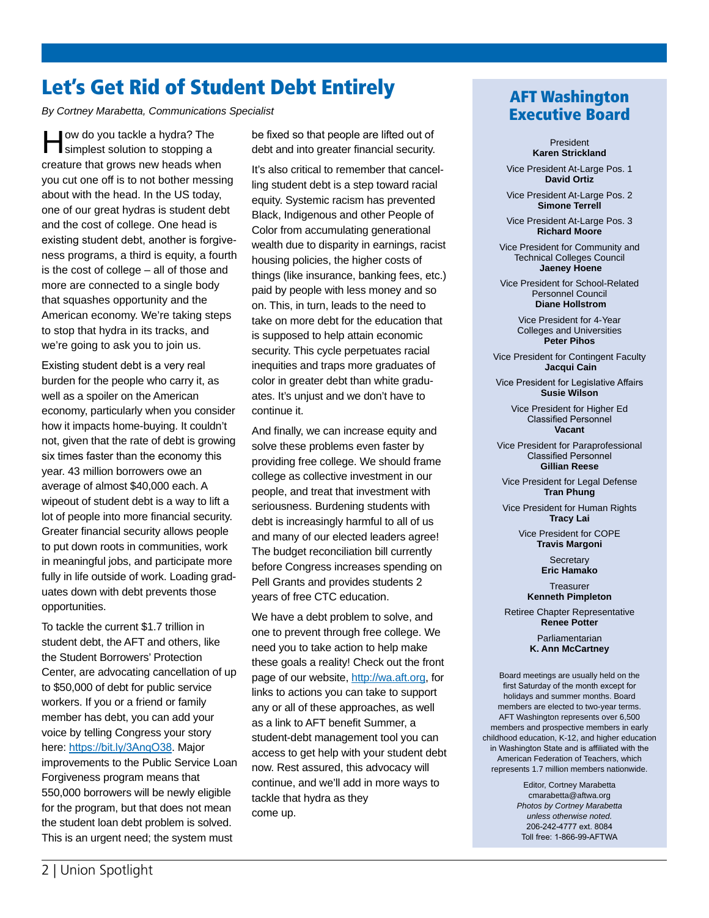# Let's Get Rid of Student Debt Entirely

*By Cortney Marabetta, Communications Specialist*

How do you tackle a hydra? The simplest solution to stopping a creature that grows new heads when you cut one off is to not bother messing about with the head. In the US today, one of our great hydras is student debt and the cost of college. One head is existing student debt, another is forgiveness programs, a third is equity, a fourth is the cost of college – all of those and more are connected to a single body that squashes opportunity and the American economy. We're taking steps to stop that hydra in its tracks, and we're going to ask you to join us.

Existing student debt is a very real burden for the people who carry it, as well as a spoiler on the American economy, particularly when you consider how it impacts home-buying. It couldn't not, given that the rate of debt is growing six times faster than the economy this year. 43 million borrowers owe an average of almost $40,000 each. A wipeout of student debt is a way to lift a lot of people into more financial security. Greater financial security allows people to put down roots in communities, work in meaningful jobs, and participate more fully in life outside of work. Loading graduates down with debt prevents those opportunities.

To tackle the current $1.7 trillion in student debt, the AFT and others, like the Student Borrowers' Protection Center, are advocating cancellation of up to $50,000 of debt for public service workers. If you or a friend or family member has debt, you can add your voice by telling Congress your story here: https://bit.ly/3AnqO38. Major improvements to the Public Service Loan Forgiveness program means that 550,000 borrowers will be newly eligible for the program, but that does not mean the student loan debt problem is solved. This is an urgent need; the system must be fixed so that people are lifted out of debt and into greater financial security.

It's also critical to remember that cancelling student debt is a step toward racial equity. Systemic racism has prevented Black, Indigenous and other People of Color from accumulating generational wealth due to disparity in earnings, racist housing policies, the higher costs of things (like insurance, banking fees, etc.) paid by people with less money and so on. This, in turn, leads to the need to take on more debt for the education that is supposed to help attain economic security. This cycle perpetuates racial inequities and traps more graduates of color in greater debt than white graduates. It's unjust and we don't have to continue it.

And finally, we can increase equity and solve these problems even faster by providing free college. We should frame college as collective investment in our people, and treat that investment with seriousness. Burdening students with debt is increasingly harmful to all of us and many of our elected leaders agree! The budget reconciliation bill currently before Congress increases spending on Pell Grants and provides students 2 years of free CTC education.

We have a debt problem to solve, and one to prevent through free college. We need you to take action to help make these goals a reality! Check out the front page of our website, http://wa.aft.org, for links to actions you can take to support any or all of these approaches, as well as a link to AFT benefit Summer, a student-debt management tool you can access to get help with your student debt now. Rest assured, this advocacy will continue, and we'll add in more ways to tackle that hydra as they come up.

## AFT Washington Executive Board

President
**Karen Strickland**

Vice President At-Large Pos. 1
**David Ortiz**

Vice President At-Large Pos. 2
**Simone Terrell**

Vice President At-Large Pos. 3
**Richard Moore**

Vice President for Community and Technical Colleges Council
**Jaeney Hoene**

Vice President for School-Related Personnel Council
**Diane Hollstrom**

Vice President for 4-Year Colleges and Universities
**Peter Pihos**

Vice President for Contingent Faculty
**Jacqui Cain**

Vice President for Legislative Affairs
**Susie Wilson**

Vice President for Higher Ed Classified Personnel
**Vacant**

Vice President for Paraprofessional Classified Personnel
**Gillian Reese**

Vice President for Legal Defense
**Tran Phung**

Vice President for Human Rights
**Tracy Lai**

Vice President for COPE
**Travis Margoni**

Secretary
**Eric Hamako**

Treasurer
**Kenneth Pimpleton**

Retiree Chapter Representative
**Renee Potter**

Parliamentarian
**K. Ann McCartney**

Board meetings are usually held on the first Saturday of the month except for holidays and summer months. Board members are elected to two-year terms. AFT Washington represents over 6,500 members and prospective members in early childhood education, K-12, and higher education in Washington State and is affiliated with the American Federation of Teachers, which represents 1.7 million members nationwide.

Editor, Cortney Marabetta
cmarabetta@aftwa.org
*Photos by Cortney Marabetta unless otherwise noted.*
206-242-4777 ext. 8084
Toll free: 1-866-99-AFTWA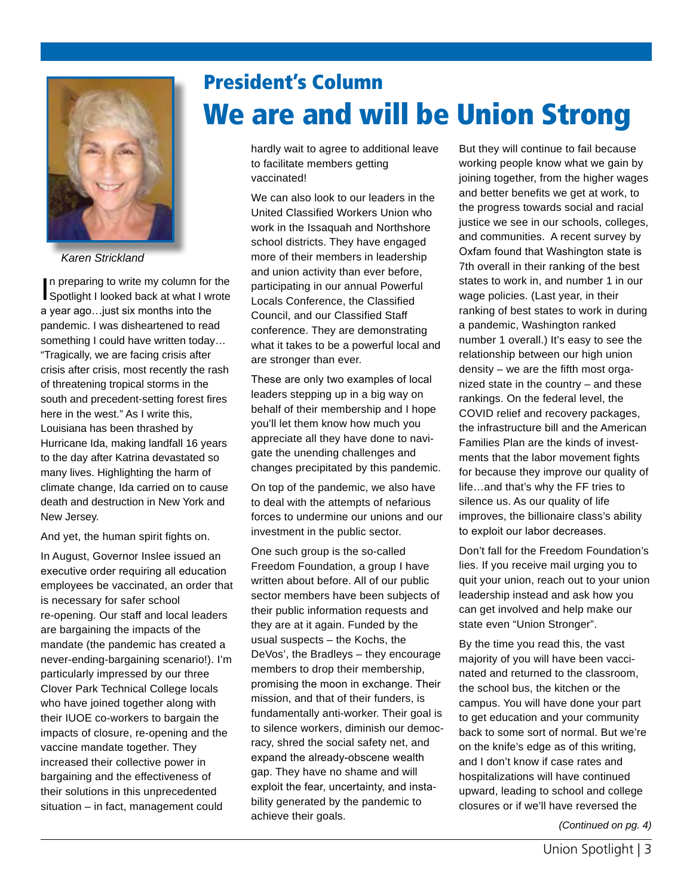# President's Column

## We are and will be Union Strong

*Karen Strickland*

In preparing to write my column for the Spotlight I looked back at what I wrote a year ago…just six months into the pandemic. I was disheartened to read something I could have written today… "Tragically, we are facing crisis after crisis after crisis, most recently the rash of threatening tropical storms in the south and precedent-setting forest fires here in the west." As I write this, Louisiana has been thrashed by Hurricane Ida, making landfall 16 years to the day after Katrina devastated so many lives. Highlighting the harm of climate change, Ida carried on to cause death and destruction in New York and New Jersey.

And yet, the human spirit fights on.

In August, Governor Inslee issued an executive order requiring all education employees be vaccinated, an order that is necessary for safer school re-opening. Our staff and local leaders are bargaining the impacts of the mandate (the pandemic has created a never-ending-bargaining scenario!). I'm particularly impressed by our three Clover Park Technical College locals who have joined together along with their IUOE co-workers to bargain the impacts of closure, re-opening and the vaccine mandate together. They increased their collective power in bargaining and the effectiveness of their solutions in this unprecedented situation – in fact, management could hardly wait to agree to additional leave to facilitate members getting vaccinated!

We can also look to our leaders in the United Classified Workers Union who work in the Issaquah and Northshore school districts. They have engaged more of their members in leadership and union activity than ever before, participating in our annual Powerful Locals Conference, the Classified Council, and our Classified Staff conference. They are demonstrating what it takes to be a powerful local and are stronger than ever.

These are only two examples of local leaders stepping up in a big way on behalf of their membership and I hope you'll let them know how much you appreciate all they have done to navigate the unending challenges and changes precipitated by this pandemic.

On top of the pandemic, we also have to deal with the attempts of nefarious forces to undermine our unions and our investment in the public sector.

One such group is the so-called Freedom Foundation, a group I have written about before. All of our public sector members have been subjects of their public information requests and they are at it again. Funded by the usual suspects – the Kochs, the DeVos', the Bradleys – they encourage members to drop their membership, promising the moon in exchange. Their mission, and that of their funders, is fundamentally anti-worker. Their goal is to silence workers, diminish our democracy, shred the social safety net, and expand the already-obscene wealth gap. They have no shame and will exploit the fear, uncertainty, and instability generated by the pandemic to achieve their goals.

But they will continue to fail because working people know what we gain by joining together, from the higher wages and better benefits we get at work, to the progress towards social and racial justice we see in our schools, colleges, and communities. A recent survey by Oxfam found that Washington state is 7th overall in their ranking of the best states to work in, and number 1 in our wage policies. (Last year, in their ranking of best states to work in during a pandemic, Washington ranked number 1 overall.) It's easy to see the relationship between our high union density – we are the fifth most organized state in the country – and these rankings. On the federal level, the COVID relief and recovery packages, the infrastructure bill and the American Families Plan are the kinds of investments that the labor movement fights for because they improve our quality of life…and that's why the FF tries to silence us. As our quality of life improves, the billionaire class's ability to exploit our labor decreases.

Don't fall for the Freedom Foundation's lies. If you receive mail urging you to quit your union, reach out to your union leadership instead and ask how you can get involved and help make our state even "Union Stronger".

By the time you read this, the vast majority of you will have been vaccinated and returned to the classroom, the school bus, the kitchen or the campus. You will have done your part to get education and your community back to some sort of normal. But we're on the knife's edge as of this writing, and I don't know if case rates and hospitalizations will have continued upward, leading to school and college closures or if we'll have reversed the

*(Continued on pg. 4)*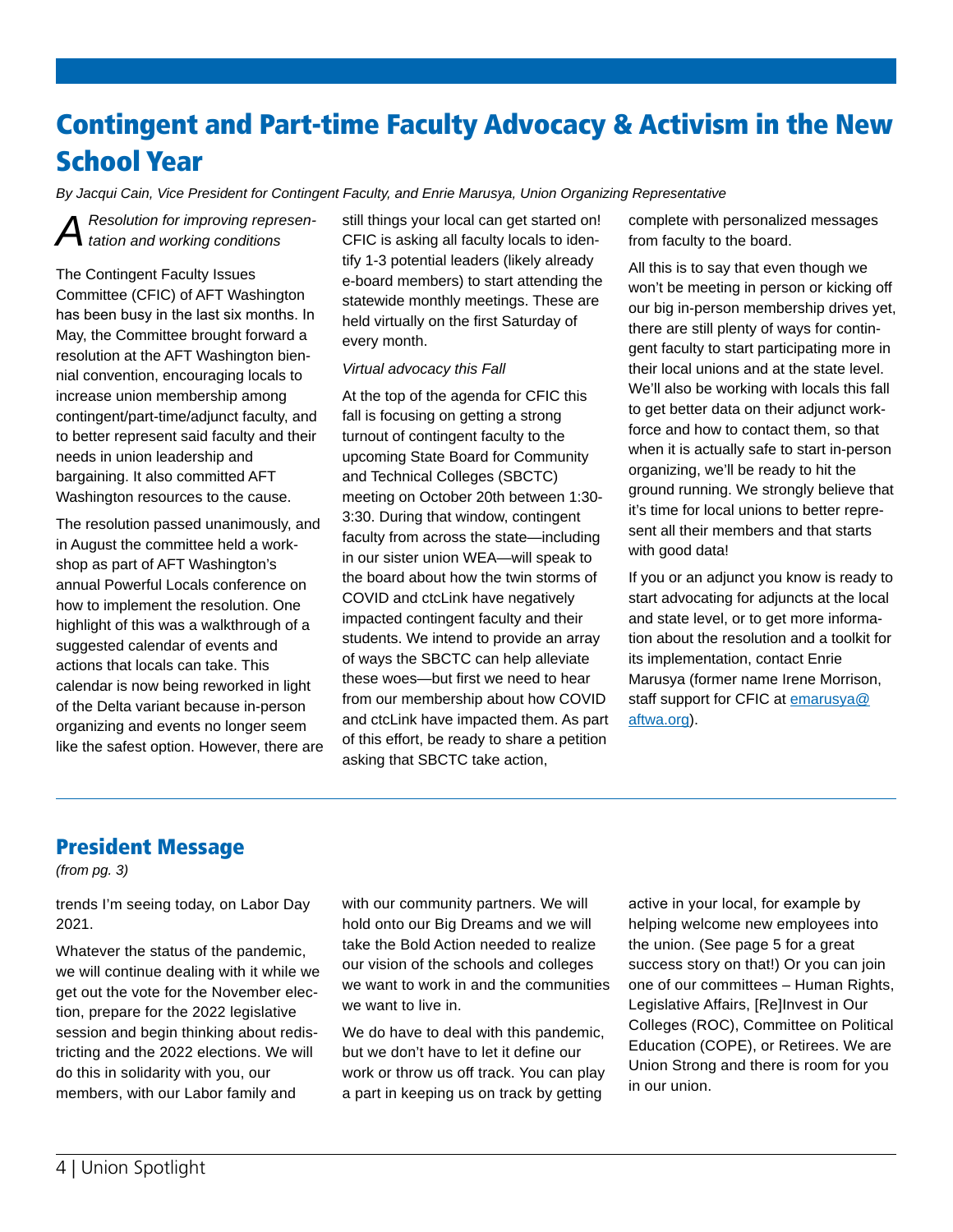# Contingent and Part-time Faculty Advocacy & Activism in the New School Year

*By Jacqui Cain, Vice President for Contingent Faculty, and Enrie Marusya, Union Organizing Representative*

*A Resolution for improving representation and working conditions*

The Contingent Faculty Issues Committee (CFIC) of AFT Washington has been busy in the last six months. In May, the Committee brought forward a resolution at the AFT Washington biennial convention, encouraging locals to increase union membership among contingent/part-time/adjunct faculty, and to better represent said faculty and their needs in union leadership and bargaining. It also committed AFT Washington resources to the cause.

The resolution passed unanimously, and in August the committee held a workshop as part of AFT Washington's annual Powerful Locals conference on how to implement the resolution. One highlight of this was a walkthrough of a suggested calendar of events and actions that locals can take. This calendar is now being reworked in light of the Delta variant because in-person organizing and events no longer seem like the safest option. However, there are still things your local can get started on! CFIC is asking all faculty locals to identify 1-3 potential leaders (likely already e-board members) to start attending the statewide monthly meetings. These are held virtually on the first Saturday of every month.

*Virtual advocacy this Fall*

At the top of the agenda for CFIC this fall is focusing on getting a strong turnout of contingent faculty to the upcoming State Board for Community and Technical Colleges (SBCTC) meeting on October 20th between 1:30-3:30. During that window, contingent faculty from across the state—including in our sister union WEA—will speak to the board about how the twin storms of COVID and ctcLink have negatively impacted contingent faculty and their students. We intend to provide an array of ways the SBCTC can help alleviate these woes—but first we need to hear from our membership about how COVID and ctcLink have impacted them. As part of this effort, be ready to share a petition asking that SBCTC take action, complete with personalized messages from faculty to the board.

All this is to say that even though we won't be meeting in person or kicking off our big in-person membership drives yet, there are still plenty of ways for contingent faculty to start participating more in their local unions and at the state level. We'll also be working with locals this fall to get better data on their adjunct workforce and how to contact them, so that when it is actually safe to start in-person organizing, we'll be ready to hit the ground running. We strongly believe that it's time for local unions to better represent all their members and that starts with good data!

If you or an adjunct you know is ready to start advocating for adjuncts at the local and state level, or to get more information about the resolution and a toolkit for its implementation, contact Enrie Marusya (former name Irene Morrison, staff support for CFIC at emarusya@aftwa.org).

## President Message

*(from pg. 3)*

trends I'm seeing today, on Labor Day 2021.

Whatever the status of the pandemic, we will continue dealing with it while we get out the vote for the November election, prepare for the 2022 legislative session and begin thinking about redistricting and the 2022 elections. We will do this in solidarity with you, our members, with our Labor family and with our community partners. We will hold onto our Big Dreams and we will take the Bold Action needed to realize our vision of the schools and colleges we want to work in and the communities we want to live in.

We do have to deal with this pandemic, but we don't have to let it define our work or throw us off track. You can play a part in keeping us on track by getting active in your local, for example by helping welcome new employees into the union. (See page 5 for a great success story on that!) Or you can join one of our committees – Human Rights, Legislative Affairs, [Re]Invest in Our Colleges (ROC), Committee on Political Education (COPE), or Retirees. We are Union Strong and there is room for you in our union.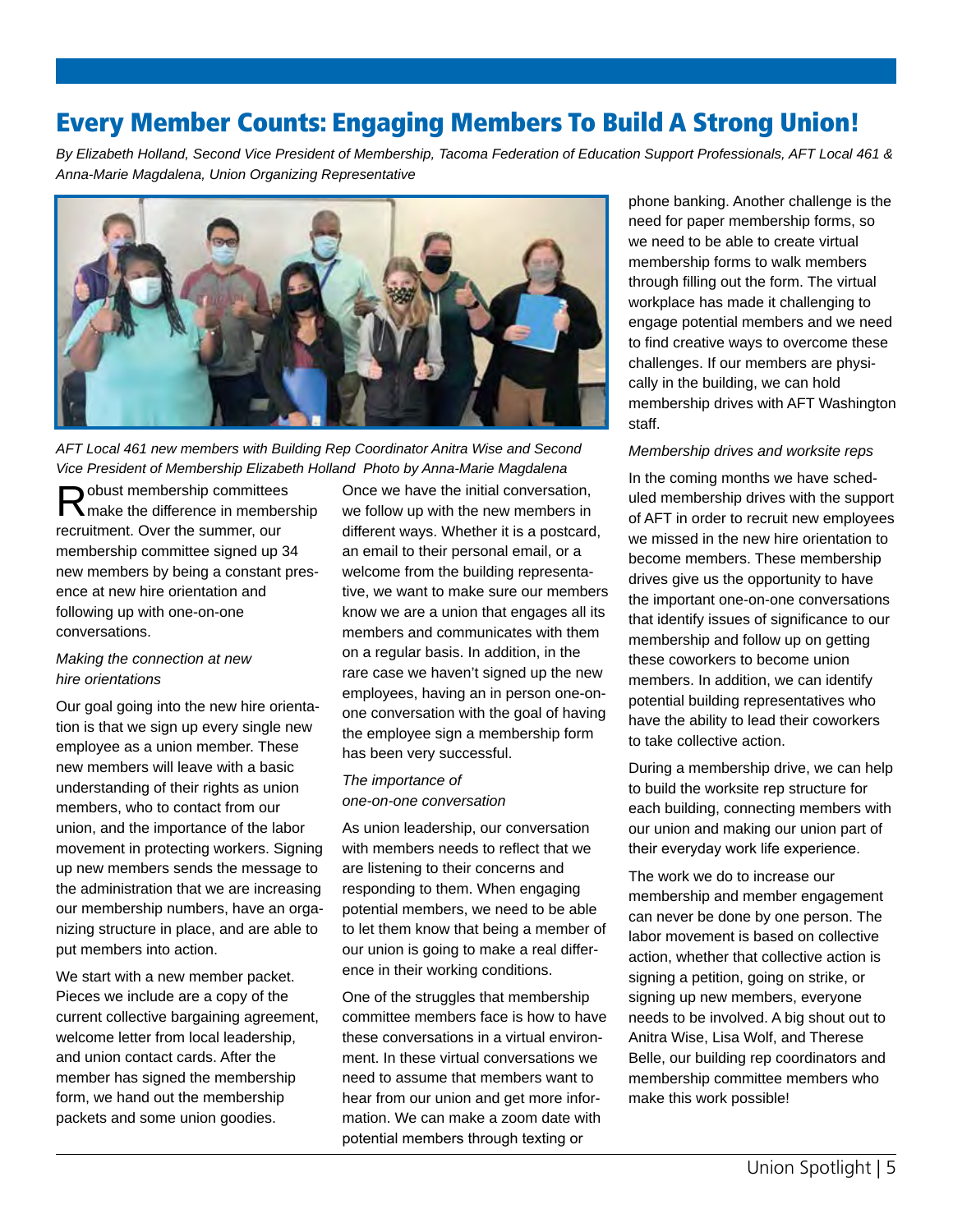# Every Member Counts: Engaging Members To Build A Strong Union!

*By Elizabeth Holland, Second Vice President of Membership, Tacoma Federation of Education Support Professionals, AFT Local 461 & Anna-Marie Magdalena, Union Organizing Representative*

*AFT Local 461 new members with Building Rep Coordinator Anitra Wise and Second Vice President of Membership Elizabeth Holland Photo by Anna-Marie Magdalena*

Robust membership committees make the difference in membership recruitment. Over the summer, our membership committee signed up 34 new members by being a constant presence at new hire orientation and following up with one-on-one conversations.

### *Making the connection at new hire orientations*

Our goal going into the new hire orientation is that we sign up every single new employee as a union member. These new members will leave with a basic understanding of their rights as union members, who to contact from our union, and the importance of the labor movement in protecting workers. Signing up new members sends the message to the administration that we are increasing our membership numbers, have an organizing structure in place, and are able to put members into action.

We start with a new member packet. Pieces we include are a copy of the current collective bargaining agreement, welcome letter from local leadership, and union contact cards. After the member has signed the membership form, we hand out the membership packets and some union goodies.

Once we have the initial conversation, we follow up with the new members in different ways. Whether it is a postcard, an email to their personal email, or a welcome from the building representative, we want to make sure our members know we are a union that engages all its members and communicates with them on a regular basis. In addition, in the rare case we haven't signed up the new employees, having an in person one-on-one conversation with the goal of having the employee sign a membership form has been very successful.

### *The importance of one-on-one conversation*

As union leadership, our conversation with members needs to reflect that we are listening to their concerns and responding to them. When engaging potential members, we need to be able to let them know that being a member of our union is going to make a real difference in their working conditions.

One of the struggles that membership committee members face is how to have these conversations in a virtual environment. In these virtual conversations we need to assume that members want to hear from our union and get more information. We can make a zoom date with potential members through texting or phone banking. Another challenge is the need for paper membership forms, so we need to be able to create virtual membership forms to walk members through filling out the form. The virtual workplace has made it challenging to engage potential members and we need to find creative ways to overcome these challenges. If our members are physically in the building, we can hold membership drives with AFT Washington staff.

### *Membership drives and worksite reps*

In the coming months we have scheduled membership drives with the support of AFT in order to recruit new employees we missed in the new hire orientation to become members. These membership drives give us the opportunity to have the important one-on-one conversations that identify issues of significance to our membership and follow up on getting these coworkers to become union members. In addition, we can identify potential building representatives who have the ability to lead their coworkers to take collective action.

During a membership drive, we can help to build the worksite rep structure for each building, connecting members with our union and making our union part of their everyday work life experience.

The work we do to increase our membership and member engagement can never be done by one person. The labor movement is based on collective action, whether that collective action is signing a petition, going on strike, or signing up new members, everyone needs to be involved. A big shout out to Anitra Wise, Lisa Wolf, and Therese Belle, our building rep coordinators and membership committee members who make this work possible!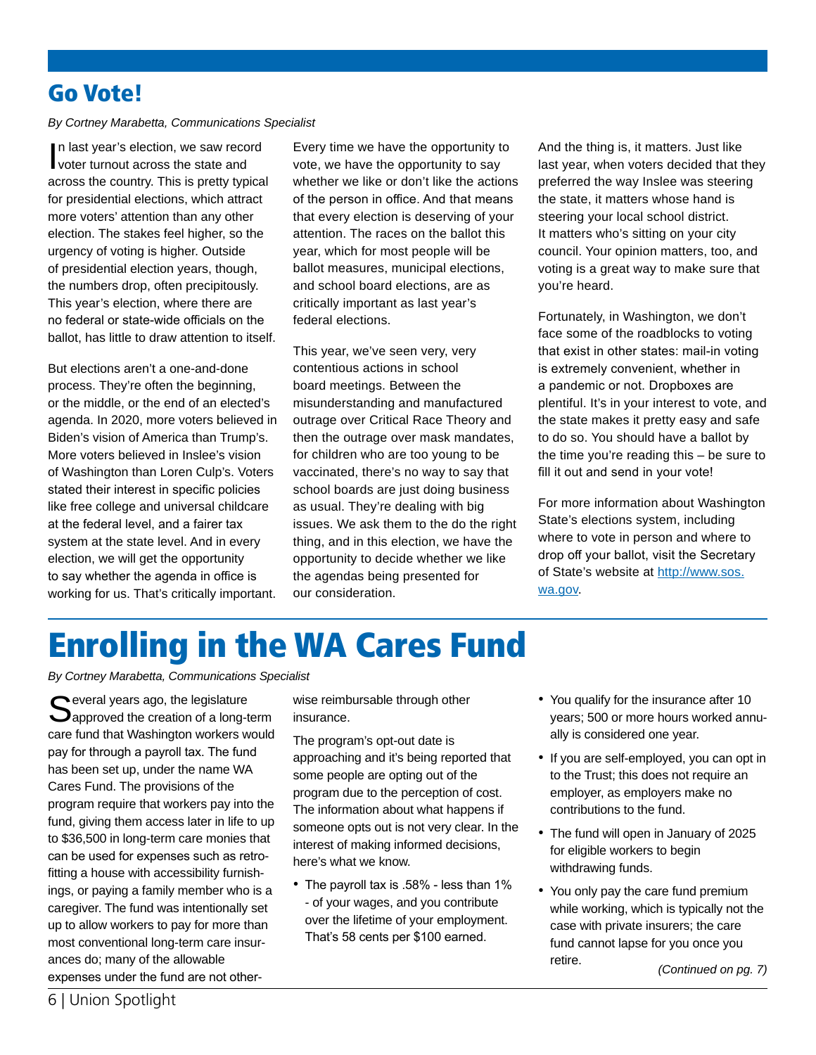# Go Vote!

*By Cortney Marabetta, Communications Specialist*

In last year's election, we saw record voter turnout across the state and across the country. This is pretty typical for presidential elections, which attract more voters' attention than any other election. The stakes feel higher, so the urgency of voting is higher. Outside of presidential election years, though, the numbers drop, often precipitously. This year's election, where there are no federal or state-wide officials on the ballot, has little to draw attention to itself.

But elections aren't a one-and-done process. They're often the beginning, or the middle, or the end of an elected's agenda. In 2020, more voters believed in Biden's vision of America than Trump's. More voters believed in Inslee's vision of Washington than Loren Culp's. Voters stated their interest in specific policies like free college and universal childcare at the federal level, and a fairer tax system at the state level. And in every election, we will get the opportunity to say whether the agenda in office is working for us. That's critically important.

Every time we have the opportunity to vote, we have the opportunity to say whether we like or don't like the actions of the person in office. And that means that every election is deserving of your attention. The races on the ballot this year, which for most people will be ballot measures, municipal elections, and school board elections, are as critically important as last year's federal elections.

This year, we've seen very, very contentious actions in school board meetings. Between the misunderstanding and manufactured outrage over Critical Race Theory and then the outrage over mask mandates, for children who are too young to be vaccinated, there's no way to say that school boards are just doing business as usual. They're dealing with big issues. We ask them to the do the right thing, and in this election, we have the opportunity to decide whether we like the agendas being presented for our consideration.

And the thing is, it matters. Just like last year, when voters decided that they preferred the way Inslee was steering the state, it matters whose hand is steering your local school district. It matters who's sitting on your city council. Your opinion matters, too, and voting is a great way to make sure that you're heard.

Fortunately, in Washington, we don't face some of the roadblocks to voting that exist in other states: mail-in voting is extremely convenient, whether in a pandemic or not. Dropboxes are plentiful. It's in your interest to vote, and the state makes it pretty easy and safe to do so. You should have a ballot by the time you're reading this – be sure to fill it out and send in your vote!

For more information about Washington State's elections system, including where to vote in person and where to drop off your ballot, visit the Secretary of State's website at http://www.sos.wa.gov.

# Enrolling in the WA Cares Fund

*By Cortney Marabetta, Communications Specialist*

Several years ago, the legislature approved the creation of a long-term care fund that Washington workers would pay for through a payroll tax. The fund has been set up, under the name WA Cares Fund. The provisions of the program require that workers pay into the fund, giving them access later in life to up to $36,500 in long-term care monies that can be used for expenses such as retrofitting a house with accessibility furnishings, or paying a family member who is a caregiver. The fund was intentionally set up to allow workers to pay for more than most conventional long-term care insurances do; many of the allowable expenses under the fund are not otherwise reimbursable through other insurance.

The program's opt-out date is approaching and it's being reported that some people are opting out of the program due to the perception of cost. The information about what happens if someone opts out is not very clear. In the interest of making informed decisions, here's what we know.

- The payroll tax is .58% - less than 1% - of your wages, and you contribute over the lifetime of your employment. That's 58 cents per $100 earned.
- You qualify for the insurance after 10 years; 500 or more hours worked annually is considered one year.
- If you are self-employed, you can opt in to the Trust; this does not require an employer, as employers make no contributions to the fund.
- The fund will open in January of 2025 for eligible workers to begin withdrawing funds.
- You only pay the care fund premium while working, which is typically not the case with private insurers; the care fund cannot lapse for you once you retire.

*(Continued on pg. 7)*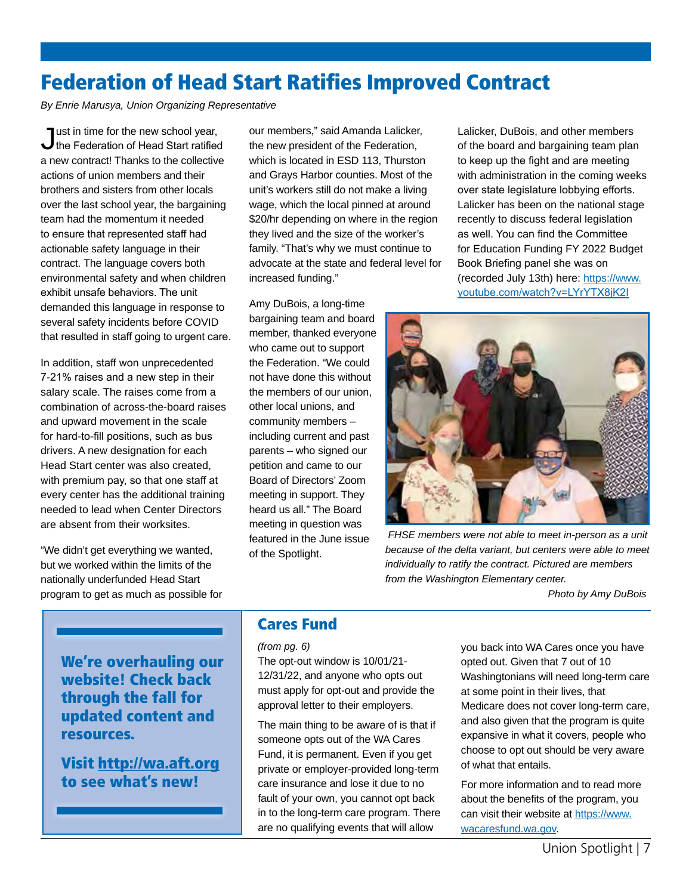# Federation of Head Start Ratifies Improved Contract

*By Enrie Marusya, Union Organizing Representative*

Just in time for the new school year, the Federation of Head Start ratified a new contract! Thanks to the collective actions of union members and their brothers and sisters from other locals over the last school year, the bargaining team had the momentum it needed to ensure that represented staff had actionable safety language in their contract. The language covers both environmental safety and when children exhibit unsafe behaviors. The unit demanded this language in response to several safety incidents before COVID that resulted in staff going to urgent care.

In addition, staff won unprecedented 7-21% raises and a new step in their salary scale. The raises come from a combination of across-the-board raises and upward movement in the scale for hard-to-fill positions, such as bus drivers. A new designation for each Head Start center was also created, with premium pay, so that one staff at every center has the additional training needed to lead when Center Directors are absent from their worksites.

"We didn't get everything we wanted, but we worked within the limits of the nationally underfunded Head Start program to get as much as possible for our members," said Amanda Lalicker, the new president of the Federation, which is located in ESD 113, Thurston and Grays Harbor counties. Most of the unit's workers still do not make a living wage, which the local pinned at around $20/hr depending on where in the region they lived and the size of the worker's family. "That's why we must continue to advocate at the state and federal level for increased funding."

Amy DuBois, a long-time bargaining team and board member, thanked everyone who came out to support the Federation. "We could not have done this without the members of our union, other local unions, and community members – including current and past parents – who signed our petition and came to our Board of Directors' Zoom meeting in support. They heard us all." The Board meeting in question was featured in the June issue of the Spotlight.

Lalicker, DuBois, and other members of the board and bargaining team plan to keep up the fight and are meeting with administration in the coming weeks over state legislature lobbying efforts. Lalicker has been on the national stage recently to discuss federal legislation as well. You can find the Committee for Education Funding FY 2022 Budget Book Briefing panel she was on (recorded July 13th) here: https://www.youtube.com/watch?v=LYrYTX8jK2I

*FHSE members were not able to meet in-person as a unit because of the delta variant, but centers were able to meet individually to ratify the contract. Pictured are members from the Washington Elementary center.*

*Photo by Amy DuBois*

**We're overhauling our website! Check back through the fall for updated content and resources.**

**Visit http://wa.aft.org to see what's new!**

## Cares Fund

*(from pg. 6)*

The opt-out window is 10/01/21-12/31/22, and anyone who opts out must apply for opt-out and provide the approval letter to their employers.

The main thing to be aware of is that if someone opts out of the WA Cares Fund, it is permanent. Even if you get private or employer-provided long-term care insurance and lose it due to no fault of your own, you cannot opt back in to the long-term care program. There are no qualifying events that will allow you back into WA Cares once you have opted out. Given that 7 out of 10 Washingtonians will need long-term care at some point in their lives, that Medicare does not cover long-term care, and also given that the program is quite expansive in what it covers, people who choose to opt out should be very aware of what that entails.

For more information and to read more about the benefits of the program, you can visit their website at https://www.wacaresfund.wa.gov.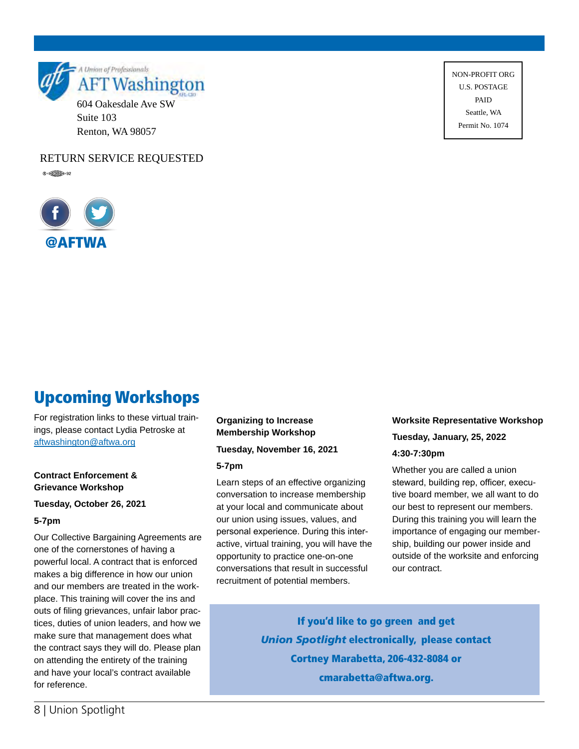AFT Washington
A Union of Professionals

604 Oakesdale Ave SW
Suite 103
Renton, WA 98057

RETURN SERVICE REQUESTED

NON-PROFIT ORG
U.S. POSTAGE
PAID
Seattle, WA
Permit No. 1074

@AFTWA

## Upcoming Workshops

For registration links to these virtual trainings, please contact Lydia Petroske at [aftwashington@aftwa.org](mailto:aftwashington@aftwa.org)

**Contract Enforcement & Grievance Workshop**

**Tuesday, October 26, 2021**

**5-7pm**

Our Collective Bargaining Agreements are one of the cornerstones of having a powerful local. A contract that is enforced makes a big difference in how our union and our members are treated in the workplace. This training will cover the ins and outs of filing grievances, unfair labor practices, duties of union leaders, and how we make sure that management does what the contract says they will do. Please plan on attending the entirety of the training and have your local's contract available for reference.

**Organizing to Increase Membership Workshop**

**Tuesday, November 16, 2021**

**5-7pm**

Learn steps of an effective organizing conversation to increase membership at your local and communicate about our union using issues, values, and personal experience. During this interactive, virtual training, you will have the opportunity to practice one-on-one conversations that result in successful recruitment of potential members.

**Worksite Representative Workshop**

**Tuesday, January, 25, 2022**

**4:30-7:30pm**

Whether you are called a union steward, building rep, officer, executive board member, we all want to do our best to represent our members. During this training you will learn the importance of engaging our membership, building our power inside and outside of the worksite and enforcing our contract.

**If you'd like to go green and get *Union Spotlight* electronically, please contact Cortney Marabetta, 206-432-8084 or cmarabetta@aftwa.org.**